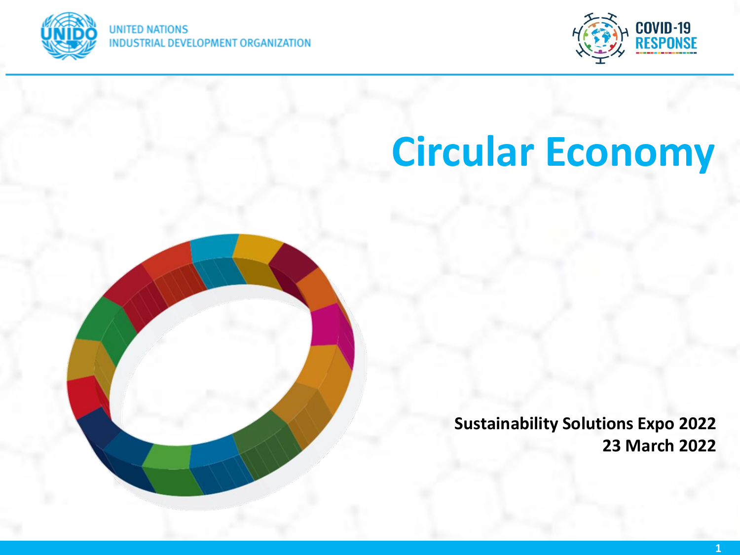UNITED NATIONS
INDUSTRIAL DEVELOPMENT ORGANIZATION

COVID-19 RESPONSE

# Circular Economy

**Sustainability Solutions Expo 2022**
**23 March 2022**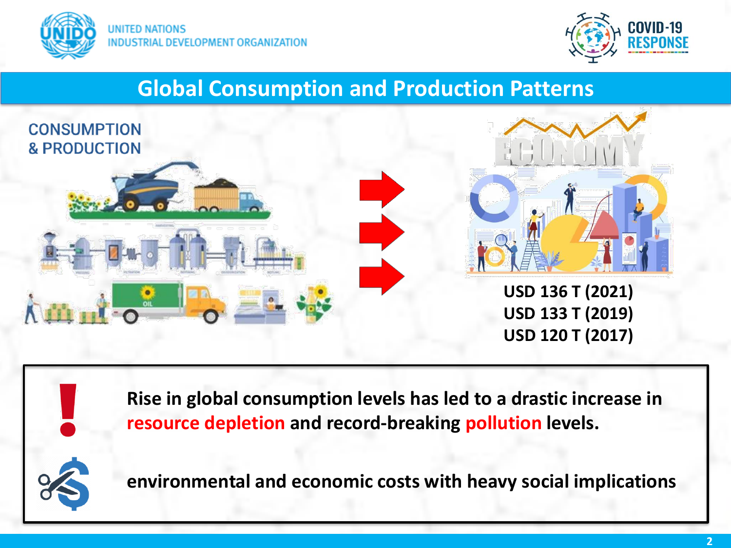## Global Consumption and Production Patterns

CONSUMPTION & PRODUCTION

**USD 136 T (2021)**
**USD 133 T (2019)**
**USD 120 T (2017)**

**Rise in global consumption levels has led to a drastic increase in resource depletion and record-breaking pollution levels.**

**environmental and economic costs with heavy social implications**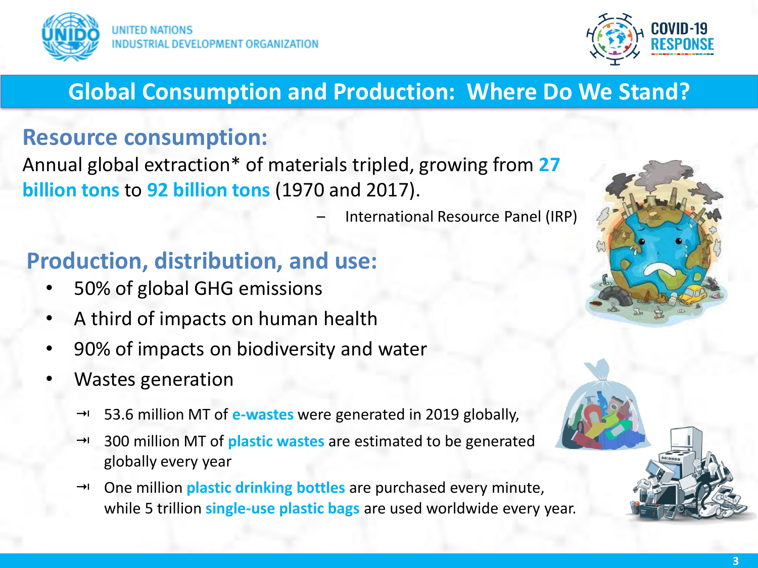## Global Consumption and Production: Where Do We Stand?

### Resource consumption:

Annual global extraction* of materials tripled, growing from **27 billion tons** to **92 billion tons** (1970 and 2017).

– International Resource Panel (IRP)

### Production, distribution, and use:

- 50% of global GHG emissions
- A third of impacts on human health
- 90% of impacts on biodiversity and water
- Wastes generation
  - 53.6 million MT of **e-wastes** were generated in 2019 globally,
  - 300 million MT of **plastic wastes** are estimated to be generated globally every year
  - One million **plastic drinking bottles** are purchased every minute, while 5 trillion **single-use plastic bags** are used worldwide every year.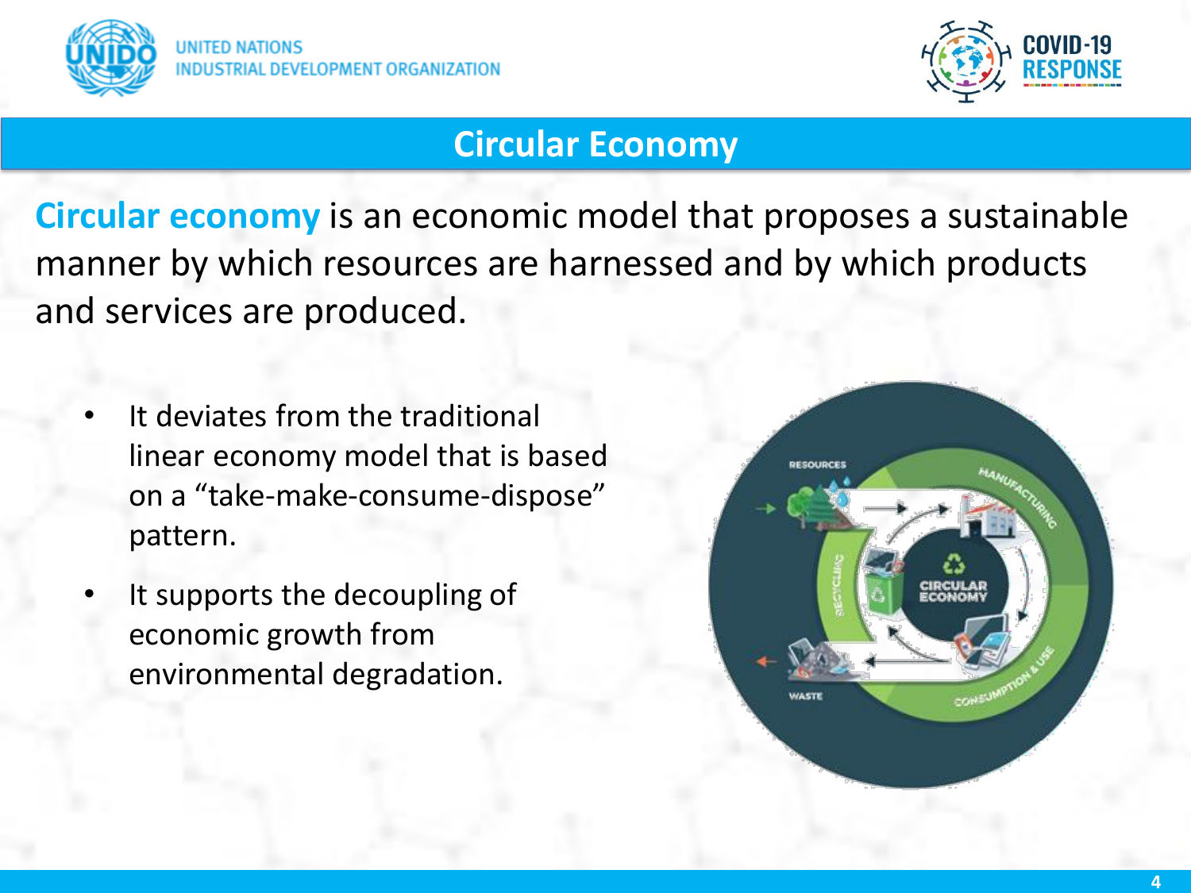## Circular Economy

**Circular economy** is an economic model that proposes a sustainable manner by which resources are harnessed and by which products and services are produced.

- It deviates from the traditional linear economy model that is based on a “take-make-consume-dispose” pattern.
- It supports the decoupling of economic growth from environmental degradation.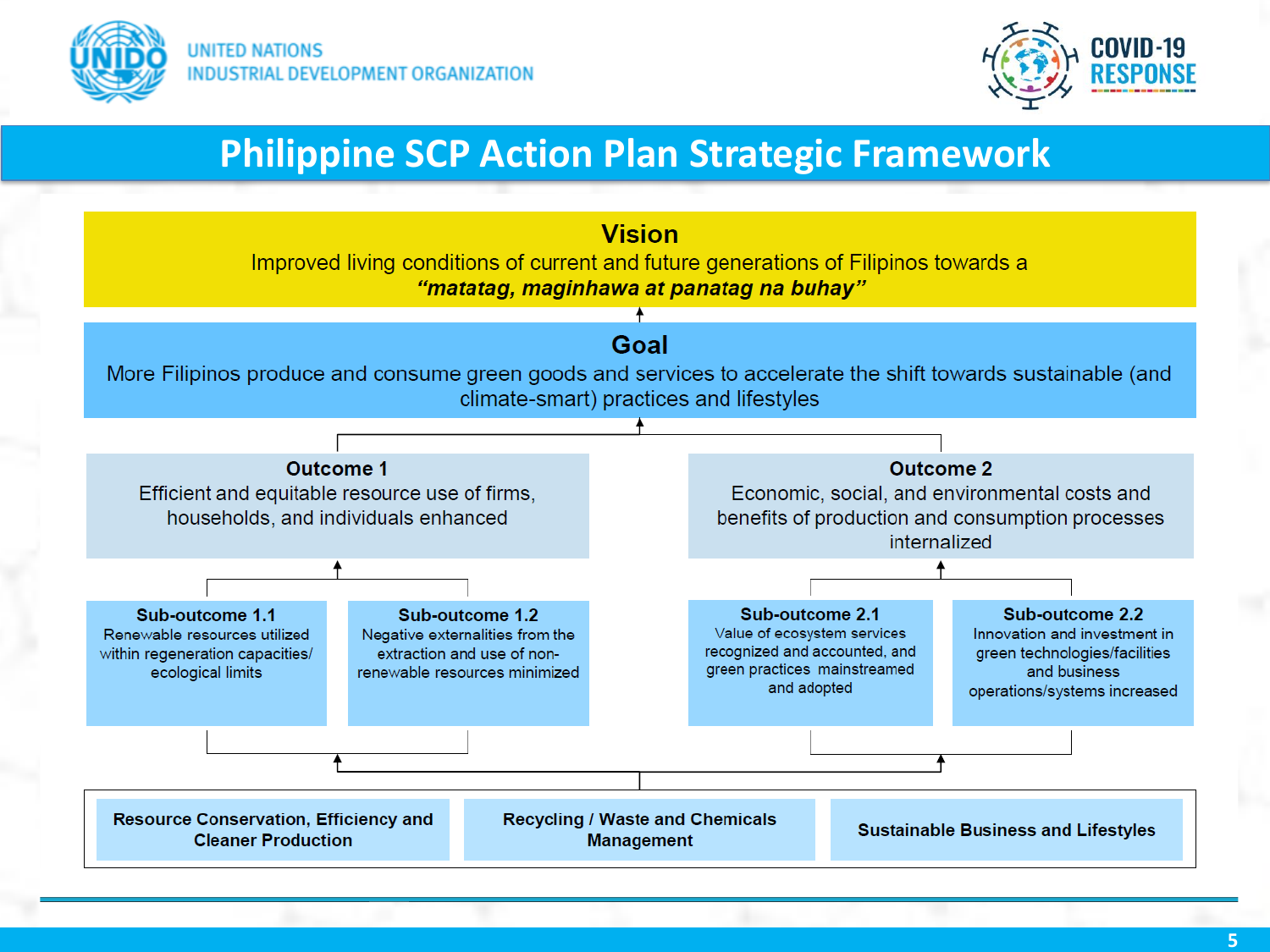# Philippine SCP Action Plan Strategic Framework

## Vision

Improved living conditions of current and future generations of Filipinos towards a ***"matatag, maginhawa at panatag na buhay"***

## Goal

More Filipinos produce and consume green goods and services to accelerate the shift towards sustainable (and climate-smart) practices and lifestyles

### Outcome 1

Efficient and equitable resource use of firms, households, and individuals enhanced

**Sub-outcome 1.1**
Renewable resources utilized within regeneration capacities/ ecological limits

**Sub-outcome 1.2**
Negative externalities from the extraction and use of non-renewable resources minimized

### Outcome 2

Economic, social, and environmental costs and benefits of production and consumption processes internalized

**Sub-outcome 2.1**
Value of ecosystem services recognized and accounted, and green practices mainstreamed and adopted

**Sub-outcome 2.2**
Innovation and investment in green technologies/facilities and business operations/systems increased

---

- **Resource Conservation, Efficiency and Cleaner Production**
- **Recycling / Waste and Chemicals Management**
- **Sustainable Business and Lifestyles**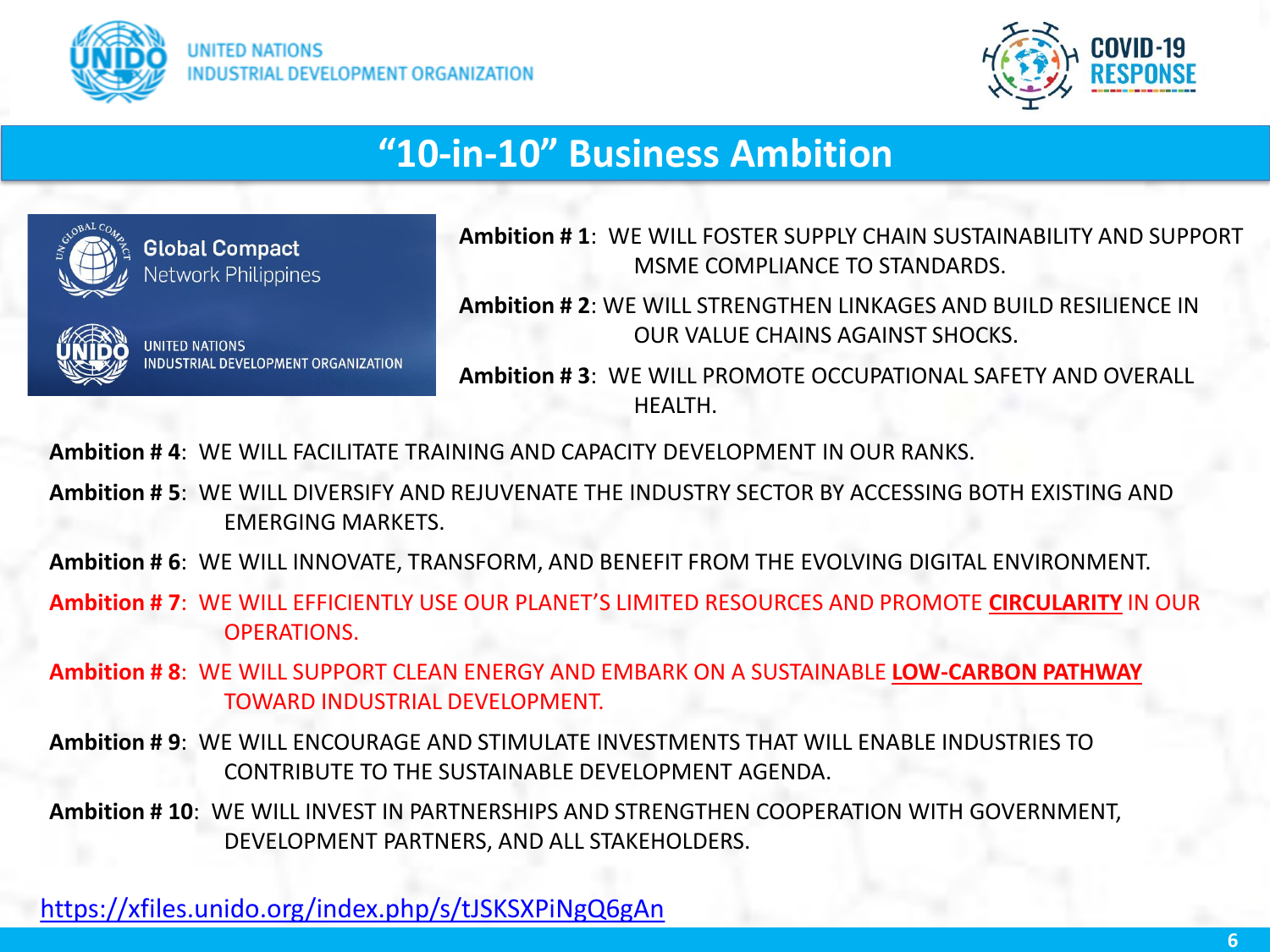# "10-in-10" Business Ambition

Global Compact Network Philippines

UNITED NATIONS INDUSTRIAL DEVELOPMENT ORGANIZATION

**Ambition # 1**: WE WILL FOSTER SUPPLY CHAIN SUSTAINABILITY AND SUPPORT MSME COMPLIANCE TO STANDARDS.

**Ambition # 2**: WE WILL STRENGTHEN LINKAGES AND BUILD RESILIENCE IN OUR VALUE CHAINS AGAINST SHOCKS.

**Ambition # 3**: WE WILL PROMOTE OCCUPATIONAL SAFETY AND OVERALL HEALTH.

**Ambition # 4**: WE WILL FACILITATE TRAINING AND CAPACITY DEVELOPMENT IN OUR RANKS.

**Ambition # 5**: WE WILL DIVERSIFY AND REJUVENATE THE INDUSTRY SECTOR BY ACCESSING BOTH EXISTING AND EMERGING MARKETS.

**Ambition # 6**: WE WILL INNOVATE, TRANSFORM, AND BENEFIT FROM THE EVOLVING DIGITAL ENVIRONMENT.

**Ambition # 7**: WE WILL EFFICIENTLY USE OUR PLANET'S LIMITED RESOURCES AND PROMOTE **CIRCULARITY** IN OUR OPERATIONS.

**Ambition # 8**: WE WILL SUPPORT CLEAN ENERGY AND EMBARK ON A SUSTAINABLE **LOW-CARBON PATHWAY** TOWARD INDUSTRIAL DEVELOPMENT.

**Ambition # 9**: WE WILL ENCOURAGE AND STIMULATE INVESTMENTS THAT WILL ENABLE INDUSTRIES TO CONTRIBUTE TO THE SUSTAINABLE DEVELOPMENT AGENDA.

**Ambition # 10**: WE WILL INVEST IN PARTNERSHIPS AND STRENGTHEN COOPERATION WITH GOVERNMENT, DEVELOPMENT PARTNERS, AND ALL STAKEHOLDERS.

https://xfiles.unido.org/index.php/s/tJSKSXPiNgQ6gAn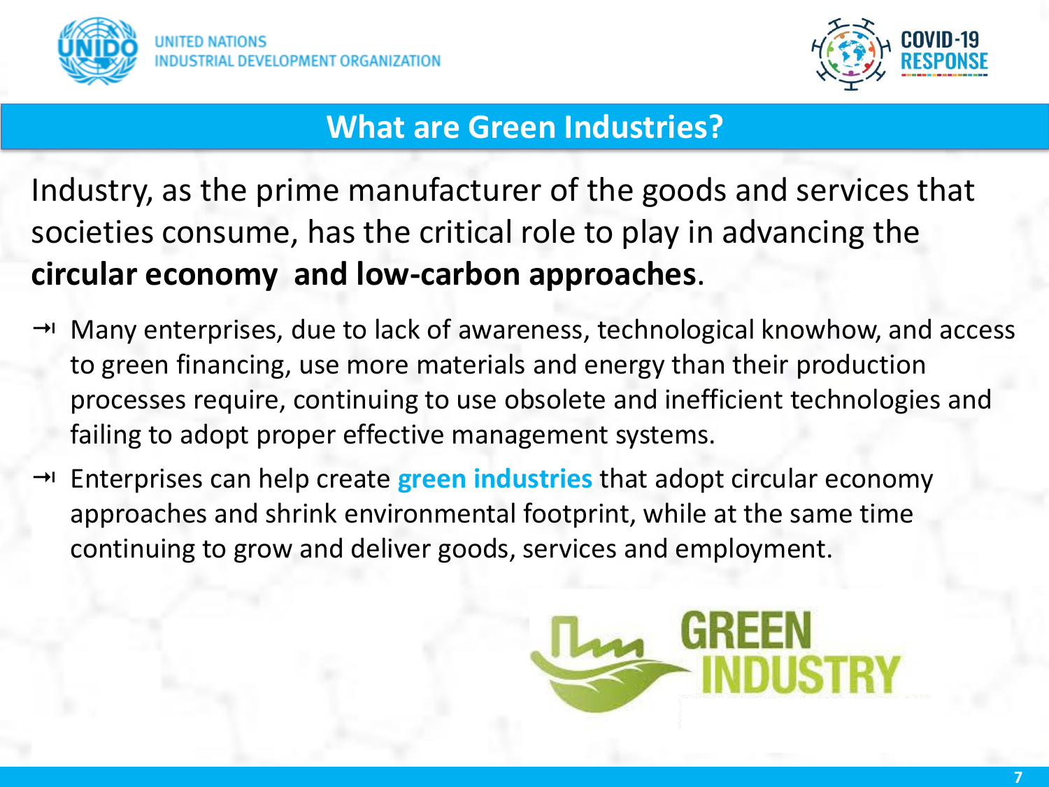## What are Green Industries?

Industry, as the prime manufacturer of the goods and services that societies consume, has the critical role to play in advancing the **circular economy and low-carbon approaches**.

- Many enterprises, due to lack of awareness, technological knowhow, and access to green financing, use more materials and energy than their production processes require, continuing to use obsolete and inefficient technologies and failing to adopt proper effective management systems.
- Enterprises can help create **green industries** that adopt circular economy approaches and shrink environmental footprint, while at the same time continuing to grow and deliver goods, services and employment.

GREEN INDUSTRY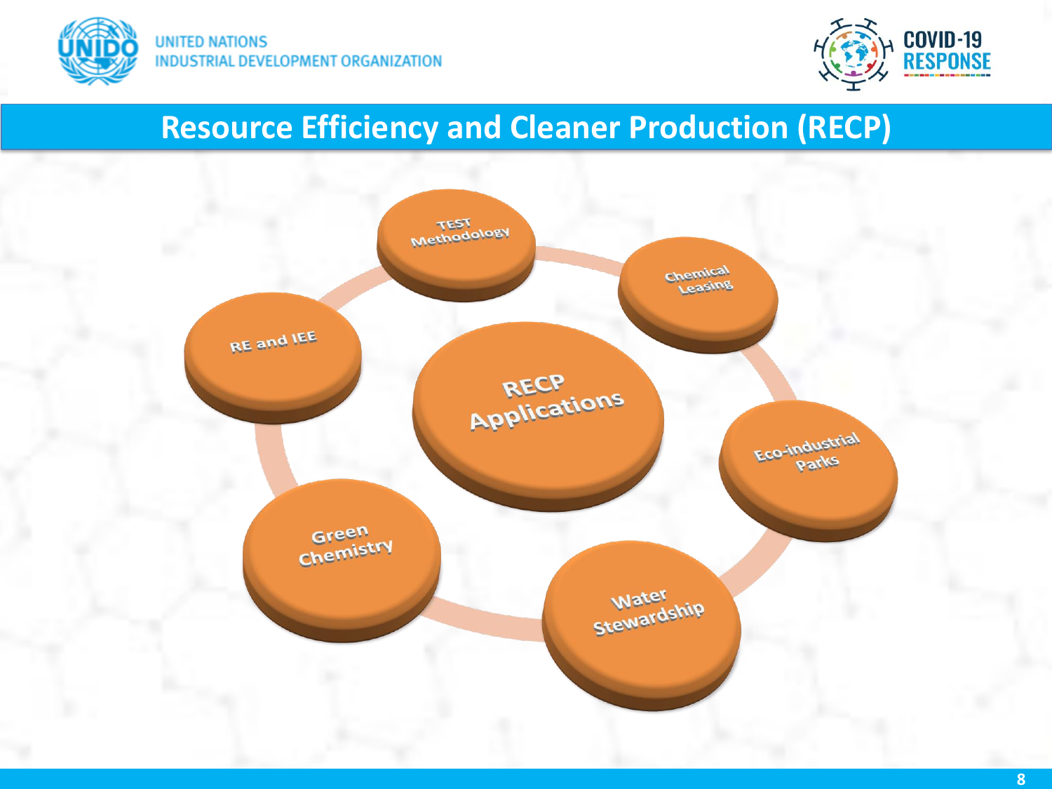# Resource Efficiency and Cleaner Production (RECP)

RECP Applications

- TEST Methodology
- Chemical Leasing
- Eco-industrial Parks
- Water Stewardship
- Green Chemistry
- RE and IEE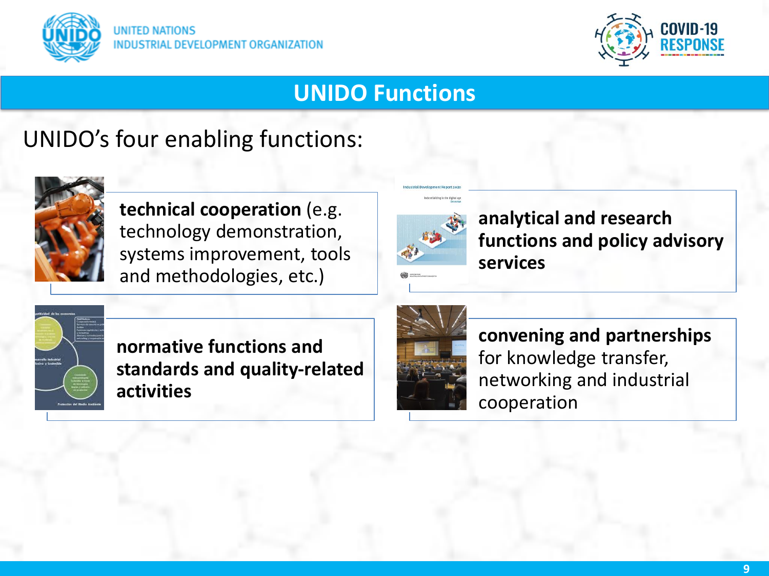## UNIDO Functions

UNIDO's four enabling functions:

- **technical cooperation** (e.g. technology demonstration, systems improvement, tools and methodologies, etc.)
- **analytical and research functions and policy advisory services**
- **normative functions and standards and quality-related activities**
- **convening and partnerships** for knowledge transfer, networking and industrial cooperation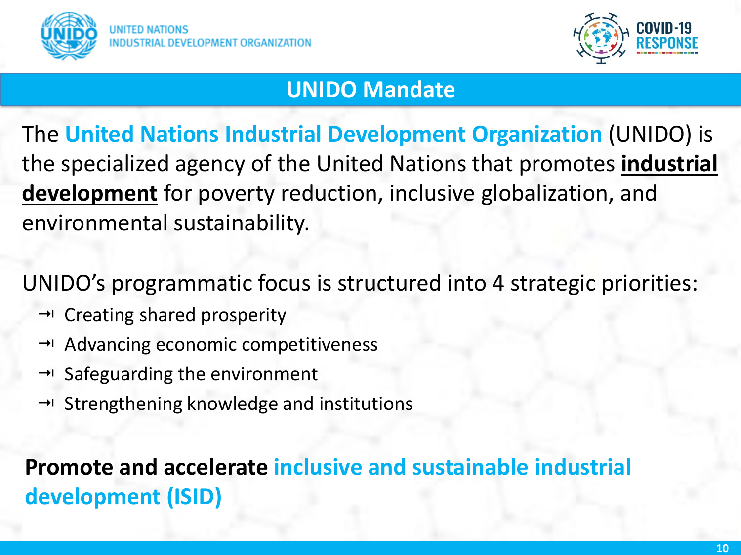## UNIDO Mandate

The **United Nations Industrial Development Organization** (UNIDO) is the specialized agency of the United Nations that promotes **industrial development** for poverty reduction, inclusive globalization, and environmental sustainability.

UNIDO's programmatic focus is structured into 4 strategic priorities:

- Creating shared prosperity
- Advancing economic competitiveness
- Safeguarding the environment
- Strengthening knowledge and institutions

**Promote and accelerate inclusive and sustainable industrial development (ISID)**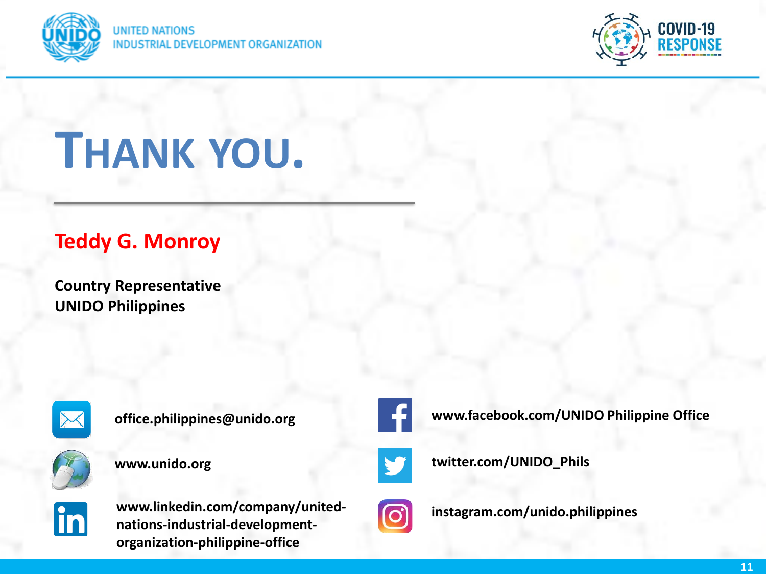# THANK YOU.

**Teddy G. Monroy**

**Country Representative**
**UNIDO Philippines**

**office.philippines@unido.org**

**www.unido.org**

**www.linkedin.com/company/united-nations-industrial-development-organization-philippine-office**

**www.facebook.com/UNIDO Philippine Office**

**twitter.com/UNIDO_Phils**

**instagram.com/unido.philippines**